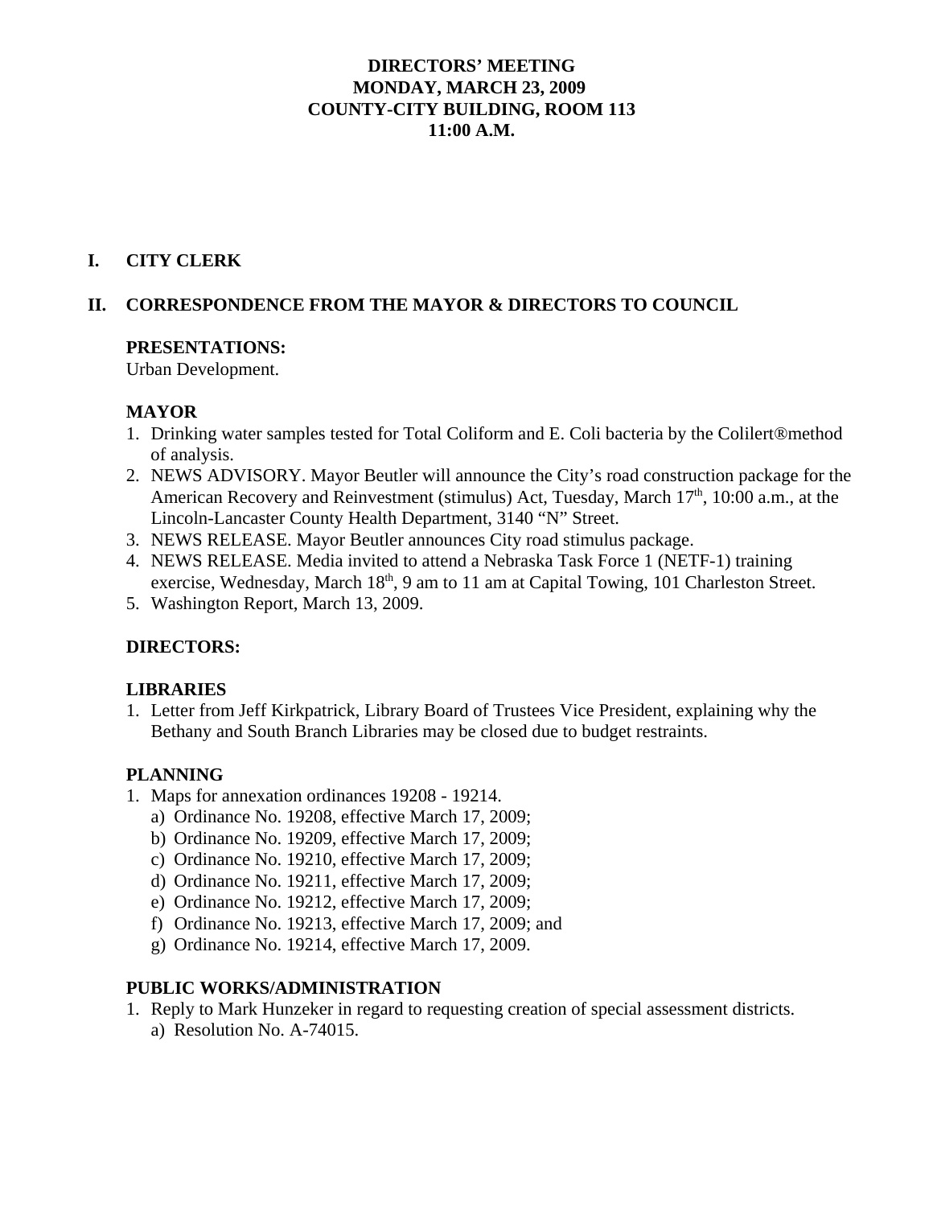# DIRECTORS' MEETING
# MONDAY, MARCH 23, 2009
# COUNTY-CITY BUILDING, ROOM 113
# 11:00 A.M.

## I. CITY CLERK

## II. CORRESPONDENCE FROM THE MAYOR & DIRECTORS TO COUNCIL

**PRESENTATIONS:**
Urban Development.

**MAYOR**

1. Drinking water samples tested for Total Coliform and E. Coli bacteria by the Colilert®method of analysis.
2. NEWS ADVISORY. Mayor Beutler will announce the City's road construction package for the American Recovery and Reinvestment (stimulus) Act, Tuesday, March 17th, 10:00 a.m., at the Lincoln-Lancaster County Health Department, 3140 "N" Street.
3. NEWS RELEASE. Mayor Beutler announces City road stimulus package.
4. NEWS RELEASE. Media invited to attend a Nebraska Task Force 1 (NETF-1) training exercise, Wednesday, March 18th, 9 am to 11 am at Capital Towing, 101 Charleston Street.
5. Washington Report, March 13, 2009.

**DIRECTORS:**

**LIBRARIES**

1. Letter from Jeff Kirkpatrick, Library Board of Trustees Vice President, explaining why the Bethany and South Branch Libraries may be closed due to budget restraints.

**PLANNING**

1. Maps for annexation ordinances 19208 - 19214.
   a) Ordinance No. 19208, effective March 17, 2009;
   b) Ordinance No. 19209, effective March 17, 2009;
   c) Ordinance No. 19210, effective March 17, 2009;
   d) Ordinance No. 19211, effective March 17, 2009;
   e) Ordinance No. 19212, effective March 17, 2009;
   f) Ordinance No. 19213, effective March 17, 2009; and
   g) Ordinance No. 19214, effective March 17, 2009.

**PUBLIC WORKS/ADMINISTRATION**

1. Reply to Mark Hunzeker in regard to requesting creation of special assessment districts.
   a) Resolution No. A-74015.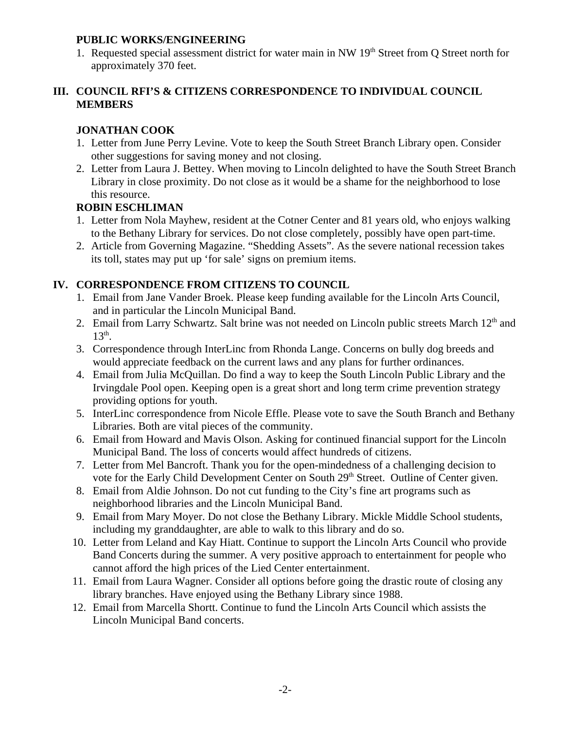**PUBLIC WORKS/ENGINEERING**

1. Requested special assessment district for water main in NW 19th Street from Q Street north for approximately 370 feet.

## III. COUNCIL RFI'S & CITIZENS CORRESPONDENCE TO INDIVIDUAL COUNCIL MEMBERS

**JONATHAN COOK**

1. Letter from June Perry Levine. Vote to keep the South Street Branch Library open. Consider other suggestions for saving money and not closing.
2. Letter from Laura J. Bettey. When moving to Lincoln delighted to have the South Street Branch Library in close proximity. Do not close as it would be a shame for the neighborhood to lose this resource.

**ROBIN ESCHLIMAN**

1. Letter from Nola Mayhew, resident at the Cotner Center and 81 years old, who enjoys walking to the Bethany Library for services. Do not close completely, possibly have open part-time.
2. Article from Governing Magazine. "Shedding Assets". As the severe national recession takes its toll, states may put up 'for sale' signs on premium items.

## IV. CORRESPONDENCE FROM CITIZENS TO COUNCIL

1. Email from Jane Vander Broek. Please keep funding available for the Lincoln Arts Council, and in particular the Lincoln Municipal Band.
2. Email from Larry Schwartz. Salt brine was not needed on Lincoln public streets March 12th and 13th.
3. Correspondence through InterLinc from Rhonda Lange. Concerns on bully dog breeds and would appreciate feedback on the current laws and any plans for further ordinances.
4. Email from Julia McQuillan. Do find a way to keep the South Lincoln Public Library and the Irvingdale Pool open. Keeping open is a great short and long term crime prevention strategy providing options for youth.
5. InterLinc correspondence from Nicole Effle. Please vote to save the South Branch and Bethany Libraries. Both are vital pieces of the community.
6. Email from Howard and Mavis Olson. Asking for continued financial support for the Lincoln Municipal Band. The loss of concerts would affect hundreds of citizens.
7. Letter from Mel Bancroft. Thank you for the open-mindedness of a challenging decision to vote for the Early Child Development Center on South 29th Street. Outline of Center given.
8. Email from Aldie Johnson. Do not cut funding to the City's fine art programs such as neighborhood libraries and the Lincoln Municipal Band.
9. Email from Mary Moyer. Do not close the Bethany Library. Mickle Middle School students, including my granddaughter, are able to walk to this library and do so.
10. Letter from Leland and Kay Hiatt. Continue to support the Lincoln Arts Council who provide Band Concerts during the summer. A very positive approach to entertainment for people who cannot afford the high prices of the Lied Center entertainment.
11. Email from Laura Wagner. Consider all options before going the drastic route of closing any library branches. Have enjoyed using the Bethany Library since 1988.
12. Email from Marcella Shortt. Continue to fund the Lincoln Arts Council which assists the Lincoln Municipal Band concerts.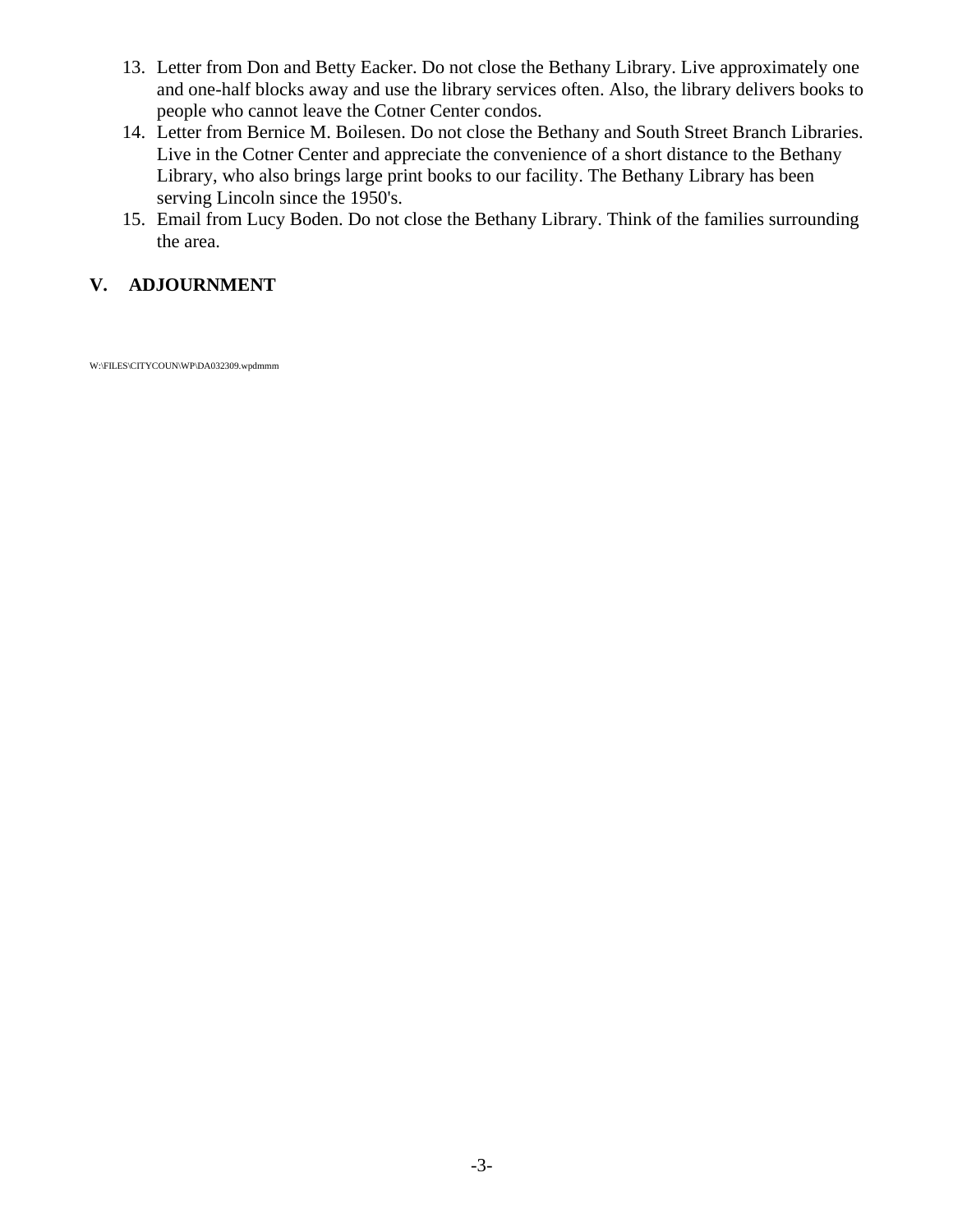13. Letter from Don and Betty Eacker. Do not close the Bethany Library. Live approximately one and one-half blocks away and use the library services often. Also, the library delivers books to people who cannot leave the Cotner Center condos.
14. Letter from Bernice M. Boilesen. Do not close the Bethany and South Street Branch Libraries. Live in the Cotner Center and appreciate the convenience of a short distance to the Bethany Library, who also brings large print books to our facility. The Bethany Library has been serving Lincoln since the 1950's.
15. Email from Lucy Boden. Do not close the Bethany Library. Think of the families surrounding the area.

## V. ADJOURNMENT

W:\FILES\CITYCOUN\WP\DA032309.wpdmmm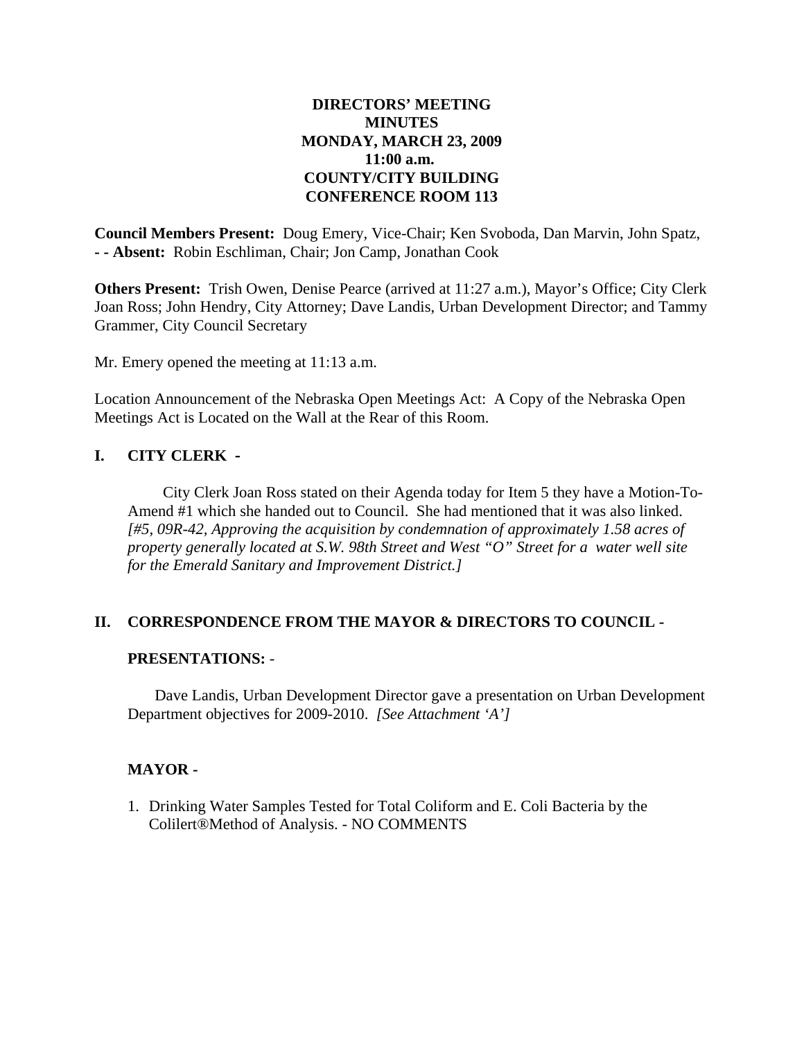**DIRECTORS' MEETING**
**MINUTES**
**MONDAY, MARCH 23, 2009**
**11:00 a.m.**
**COUNTY/CITY BUILDING**
**CONFERENCE ROOM 113**

**Council Members Present:** Doug Emery, Vice-Chair; Ken Svoboda, Dan Marvin, John Spatz, **- - Absent:** Robin Eschliman, Chair; Jon Camp, Jonathan Cook

**Others Present:** Trish Owen, Denise Pearce (arrived at 11:27 a.m.), Mayor's Office; City Clerk Joan Ross; John Hendry, City Attorney; Dave Landis, Urban Development Director; and Tammy Grammer, City Council Secretary

Mr. Emery opened the meeting at 11:13 a.m.

Location Announcement of the Nebraska Open Meetings Act: A Copy of the Nebraska Open Meetings Act is Located on the Wall at the Rear of this Room.

## I. CITY CLERK -

City Clerk Joan Ross stated on their Agenda today for Item 5 they have a Motion-To-Amend #1 which she handed out to Council. She had mentioned that it was also linked. *[#5, 09R-42, Approving the acquisition by condemnation of approximately 1.58 acres of property generally located at S.W. 98th Street and West "O" Street for a water well site for the Emerald Sanitary and Improvement District.]*

## II. CORRESPONDENCE FROM THE MAYOR & DIRECTORS TO COUNCIL -

### PRESENTATIONS: -

Dave Landis, Urban Development Director gave a presentation on Urban Development Department objectives for 2009-2010. *[See Attachment 'A']*

### MAYOR -

1. Drinking Water Samples Tested for Total Coliform and E. Coli Bacteria by the Colilert®Method of Analysis. - NO COMMENTS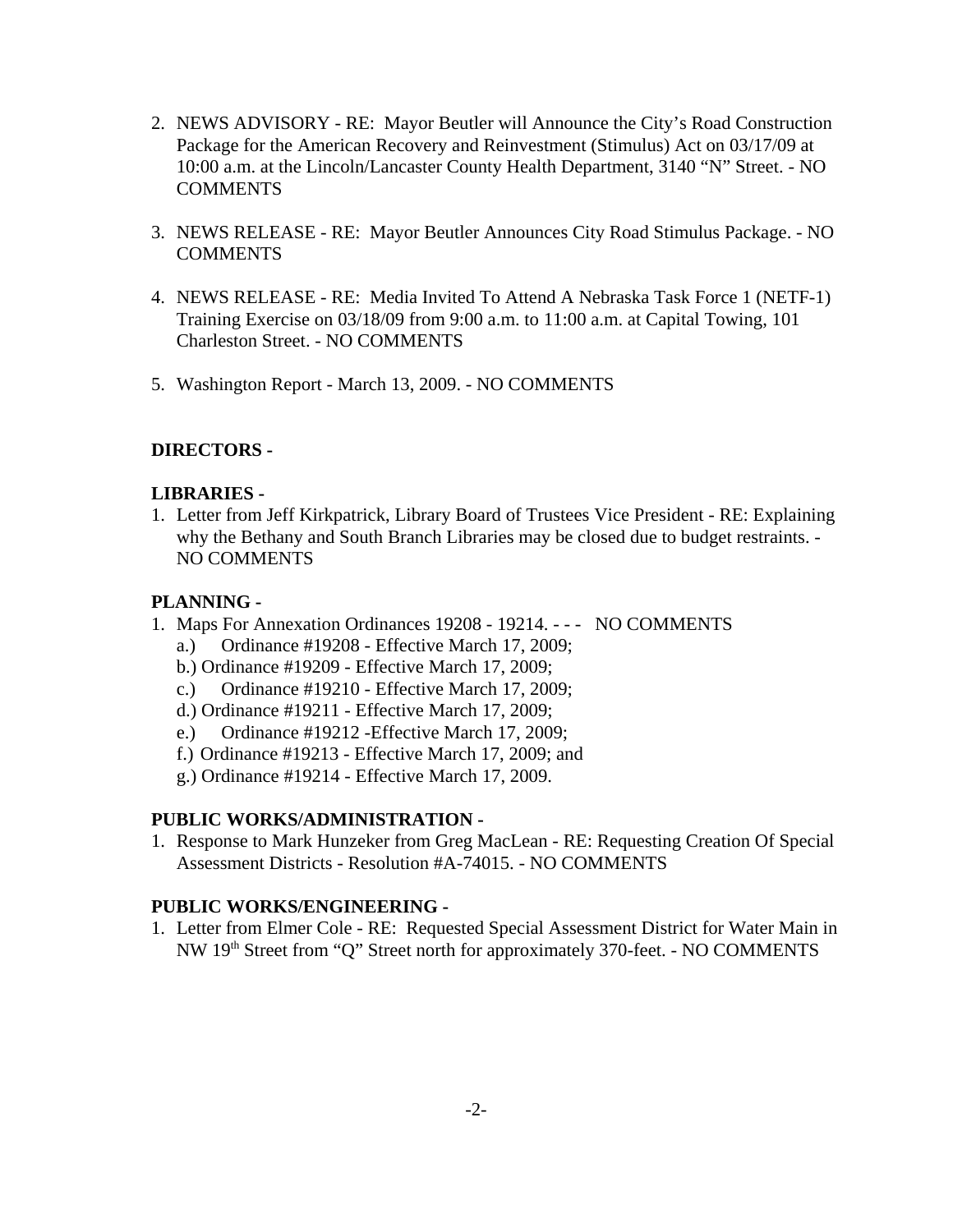2. NEWS ADVISORY - RE: Mayor Beutler will Announce the City's Road Construction Package for the American Recovery and Reinvestment (Stimulus) Act on 03/17/09 at 10:00 a.m. at the Lincoln/Lancaster County Health Department, 3140 "N" Street. - NO COMMENTS

3. NEWS RELEASE - RE: Mayor Beutler Announces City Road Stimulus Package. - NO COMMENTS

4. NEWS RELEASE - RE: Media Invited To Attend A Nebraska Task Force 1 (NETF-1) Training Exercise on 03/18/09 from 9:00 a.m. to 11:00 a.m. at Capital Towing, 101 Charleston Street. - NO COMMENTS

5. Washington Report - March 13, 2009. - NO COMMENTS

**DIRECTORS -**

**LIBRARIES -**

1. Letter from Jeff Kirkpatrick, Library Board of Trustees Vice President - RE: Explaining why the Bethany and South Branch Libraries may be closed due to budget restraints. - NO COMMENTS

**PLANNING -**

1. Maps For Annexation Ordinances 19208 - 19214. - - - NO COMMENTS
   a.) Ordinance #19208 - Effective March 17, 2009;
   b.) Ordinance #19209 - Effective March 17, 2009;
   c.) Ordinance #19210 - Effective March 17, 2009;
   d.) Ordinance #19211 - Effective March 17, 2009;
   e.) Ordinance #19212 -Effective March 17, 2009;
   f.) Ordinance #19213 - Effective March 17, 2009; and
   g.) Ordinance #19214 - Effective March 17, 2009.

**PUBLIC WORKS/ADMINISTRATION -**

1. Response to Mark Hunzeker from Greg MacLean - RE: Requesting Creation Of Special Assessment Districts - Resolution #A-74015. - NO COMMENTS

**PUBLIC WORKS/ENGINEERING -**

1. Letter from Elmer Cole - RE: Requested Special Assessment District for Water Main in NW 19th Street from "Q" Street north for approximately 370-feet. - NO COMMENTS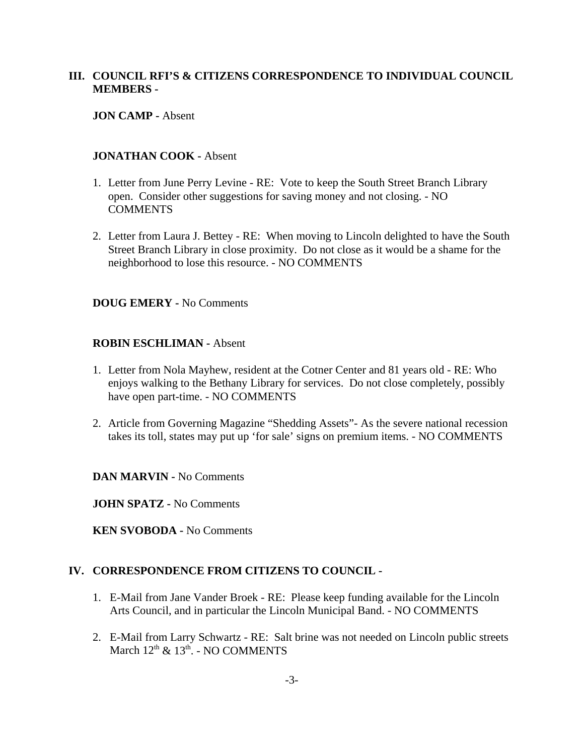## III. COUNCIL RFI'S & CITIZENS CORRESPONDENCE TO INDIVIDUAL COUNCIL MEMBERS -

**JON CAMP -** Absent

**JONATHAN COOK -** Absent

1. Letter from June Perry Levine - RE: Vote to keep the South Street Branch Library open. Consider other suggestions for saving money and not closing. - NO COMMENTS

2. Letter from Laura J. Bettey - RE: When moving to Lincoln delighted to have the South Street Branch Library in close proximity. Do not close as it would be a shame for the neighborhood to lose this resource. - NO COMMENTS

**DOUG EMERY -** No Comments

**ROBIN ESCHLIMAN -** Absent

1. Letter from Nola Mayhew, resident at the Cotner Center and 81 years old - RE: Who enjoys walking to the Bethany Library for services. Do not close completely, possibly have open part-time. - NO COMMENTS

2. Article from Governing Magazine "Shedding Assets"- As the severe national recession takes its toll, states may put up 'for sale' signs on premium items. - NO COMMENTS

**DAN MARVIN -** No Comments

**JOHN SPATZ -** No Comments

**KEN SVOBODA -** No Comments

## IV. CORRESPONDENCE FROM CITIZENS TO COUNCIL -

1. E-Mail from Jane Vander Broek - RE: Please keep funding available for the Lincoln Arts Council, and in particular the Lincoln Municipal Band. - NO COMMENTS

2. E-Mail from Larry Schwartz - RE: Salt brine was not needed on Lincoln public streets March 12th & 13th. - NO COMMENTS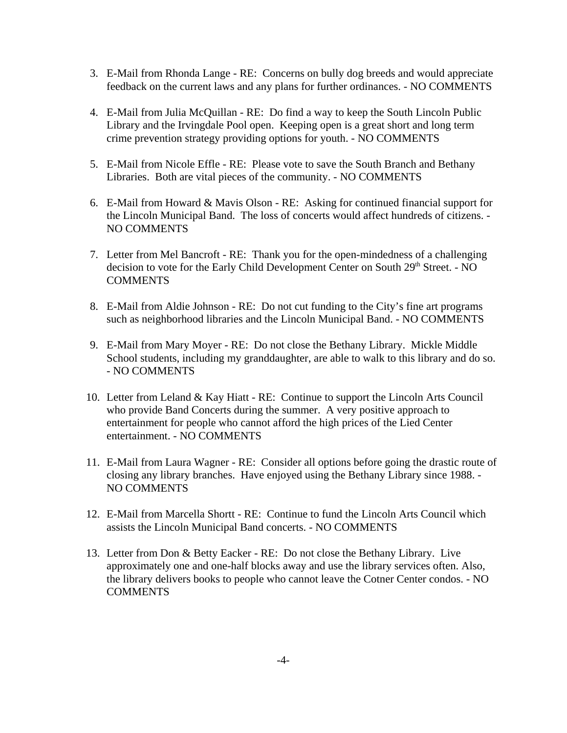3. E-Mail from Rhonda Lange - RE: Concerns on bully dog breeds and would appreciate feedback on the current laws and any plans for further ordinances. - NO COMMENTS

4. E-Mail from Julia McQuillan - RE: Do find a way to keep the South Lincoln Public Library and the Irvingdale Pool open. Keeping open is a great short and long term crime prevention strategy providing options for youth. - NO COMMENTS

5. E-Mail from Nicole Effle - RE: Please vote to save the South Branch and Bethany Libraries. Both are vital pieces of the community. - NO COMMENTS

6. E-Mail from Howard & Mavis Olson - RE: Asking for continued financial support for the Lincoln Municipal Band. The loss of concerts would affect hundreds of citizens. - NO COMMENTS

7. Letter from Mel Bancroft - RE: Thank you for the open-mindedness of a challenging decision to vote for the Early Child Development Center on South 29th Street. - NO COMMENTS

8. E-Mail from Aldie Johnson - RE: Do not cut funding to the City's fine art programs such as neighborhood libraries and the Lincoln Municipal Band. - NO COMMENTS

9. E-Mail from Mary Moyer - RE: Do not close the Bethany Library. Mickle Middle School students, including my granddaughter, are able to walk to this library and do so. - NO COMMENTS

10. Letter from Leland & Kay Hiatt - RE: Continue to support the Lincoln Arts Council who provide Band Concerts during the summer. A very positive approach to entertainment for people who cannot afford the high prices of the Lied Center entertainment. - NO COMMENTS

11. E-Mail from Laura Wagner - RE: Consider all options before going the drastic route of closing any library branches. Have enjoyed using the Bethany Library since 1988. - NO COMMENTS

12. E-Mail from Marcella Shortt - RE: Continue to fund the Lincoln Arts Council which assists the Lincoln Municipal Band concerts. - NO COMMENTS

13. Letter from Don & Betty Eacker - RE: Do not close the Bethany Library. Live approximately one and one-half blocks away and use the library services often. Also, the library delivers books to people who cannot leave the Cotner Center condos. - NO COMMENTS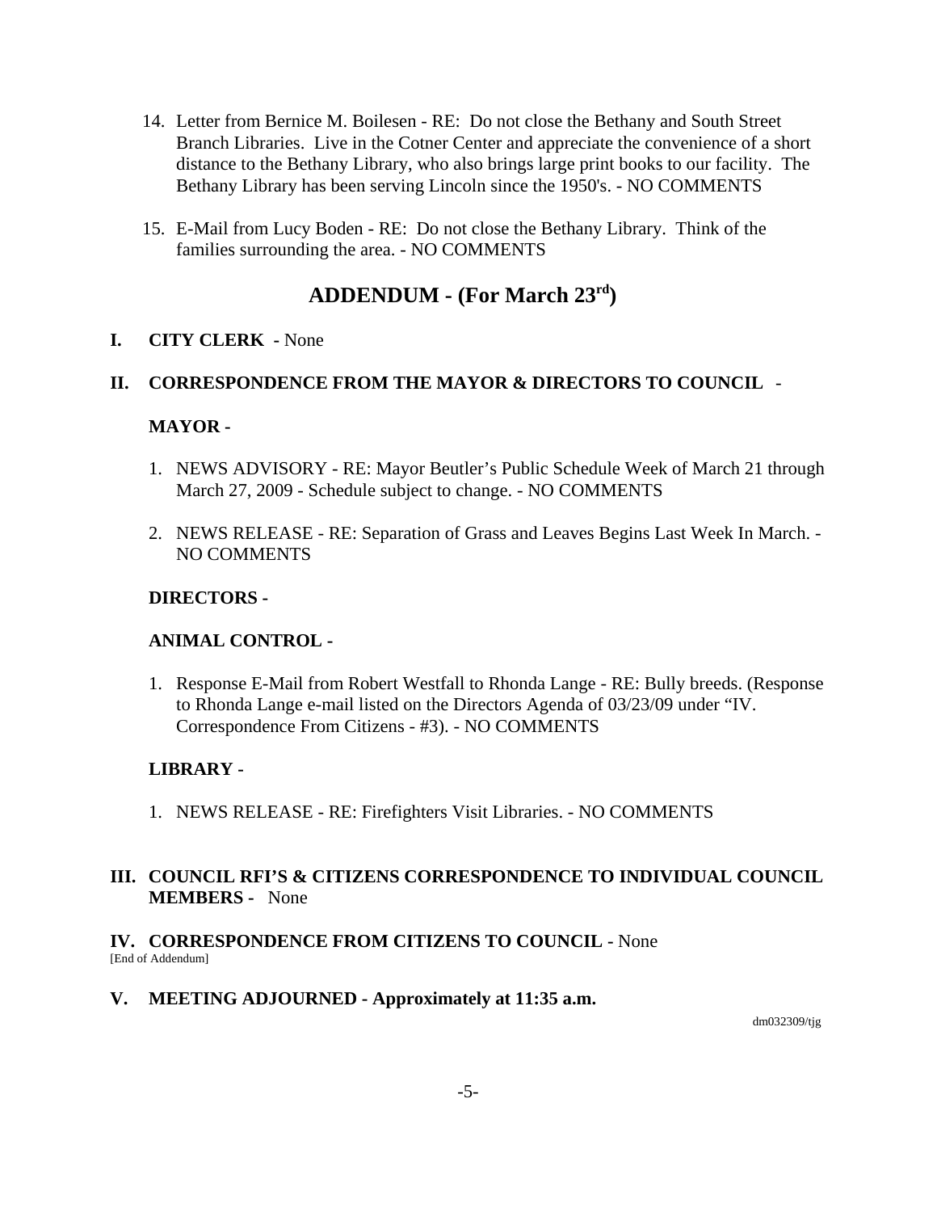14. Letter from Bernice M. Boilesen - RE: Do not close the Bethany and South Street Branch Libraries. Live in the Cotner Center and appreciate the convenience of a short distance to the Bethany Library, who also brings large print books to our facility. The Bethany Library has been serving Lincoln since the 1950's. - NO COMMENTS

15. E-Mail from Lucy Boden - RE: Do not close the Bethany Library. Think of the families surrounding the area. - NO COMMENTS

## ADDENDUM - (For March 23rd)

**I. CITY CLERK -** None

**II. CORRESPONDENCE FROM THE MAYOR & DIRECTORS TO COUNCIL** -

**MAYOR -**

1. NEWS ADVISORY - RE: Mayor Beutler's Public Schedule Week of March 21 through March 27, 2009 - Schedule subject to change. - NO COMMENTS

2. NEWS RELEASE - RE: Separation of Grass and Leaves Begins Last Week In March. - NO COMMENTS

**DIRECTORS -**

**ANIMAL CONTROL -**

1. Response E-Mail from Robert Westfall to Rhonda Lange - RE: Bully breeds. (Response to Rhonda Lange e-mail listed on the Directors Agenda of 03/23/09 under "IV. Correspondence From Citizens - #3). - NO COMMENTS

**LIBRARY -**

1. NEWS RELEASE - RE: Firefighters Visit Libraries. - NO COMMENTS

**III. COUNCIL RFI'S & CITIZENS CORRESPONDENCE TO INDIVIDUAL COUNCIL MEMBERS -** None

**IV. CORRESPONDENCE FROM CITIZENS TO COUNCIL -** None

[End of Addendum]

**V. MEETING ADJOURNED - Approximately at 11:35 a.m.**

dm032309/tjg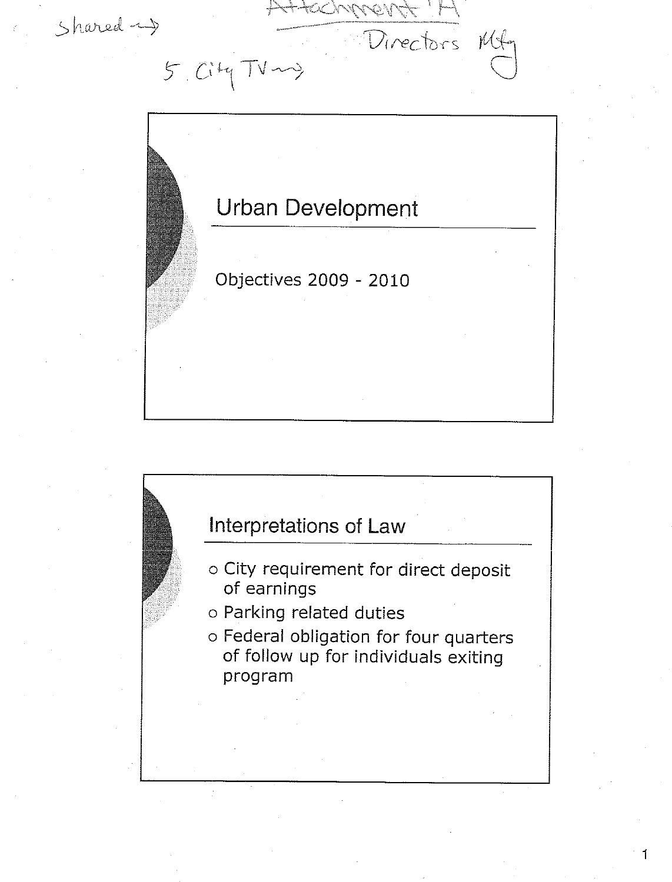Shared →

~~Attachment 'A'~~ Directors Mtg

5. City TV →

## Urban Development

Objectives 2009 - 2010

## Interpretations of Law

- City requirement for direct deposit of earnings
- Parking related duties
- Federal obligation for four quarters of follow up for individuals exiting program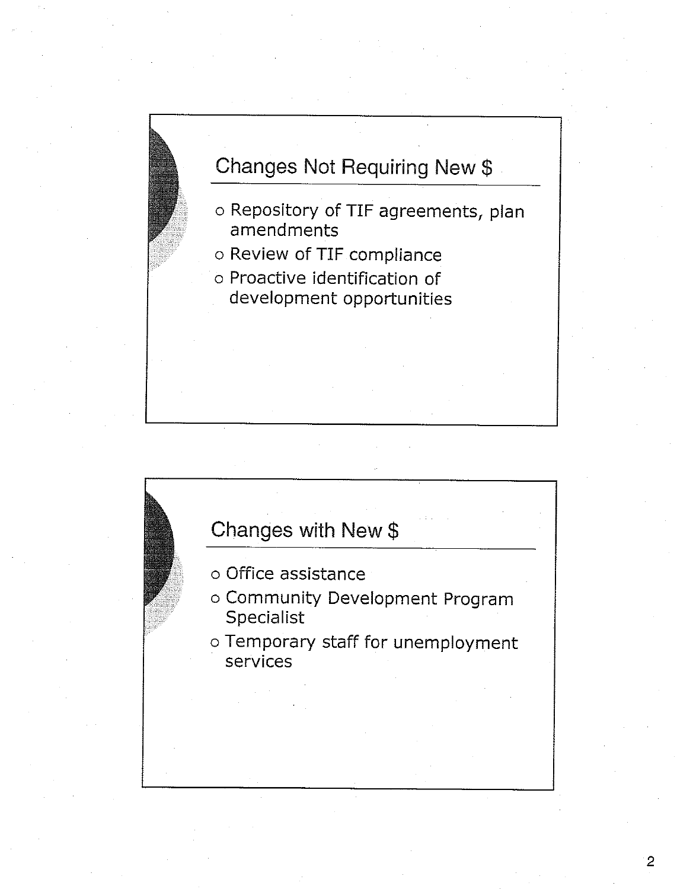## Changes Not Requiring New $

- Repository of TIF agreements, plan amendments
- Review of TIF compliance
- Proactive identification of development opportunities

## Changes with New $

- Office assistance
- Community Development Program Specialist
- Temporary staff for unemployment services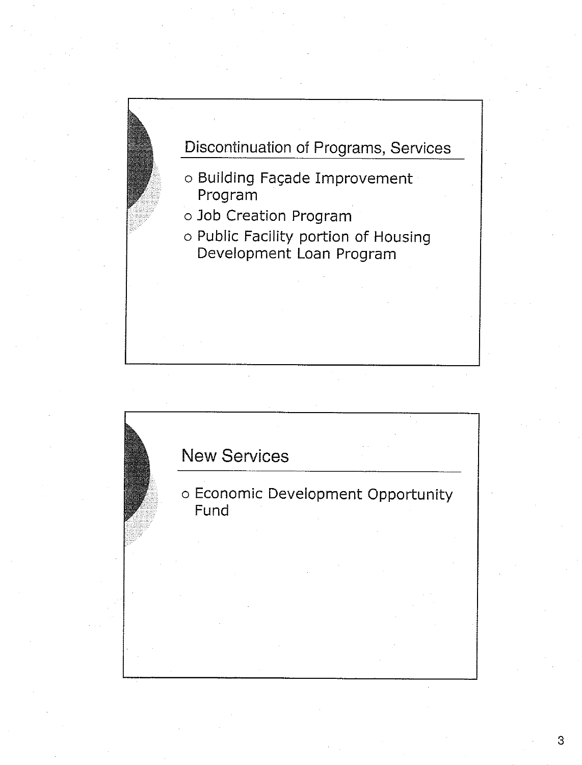## Discontinuation of Programs, Services

- Building Façade Improvement Program
- Job Creation Program
- Public Facility portion of Housing Development Loan Program

## New Services

- Economic Development Opportunity Fund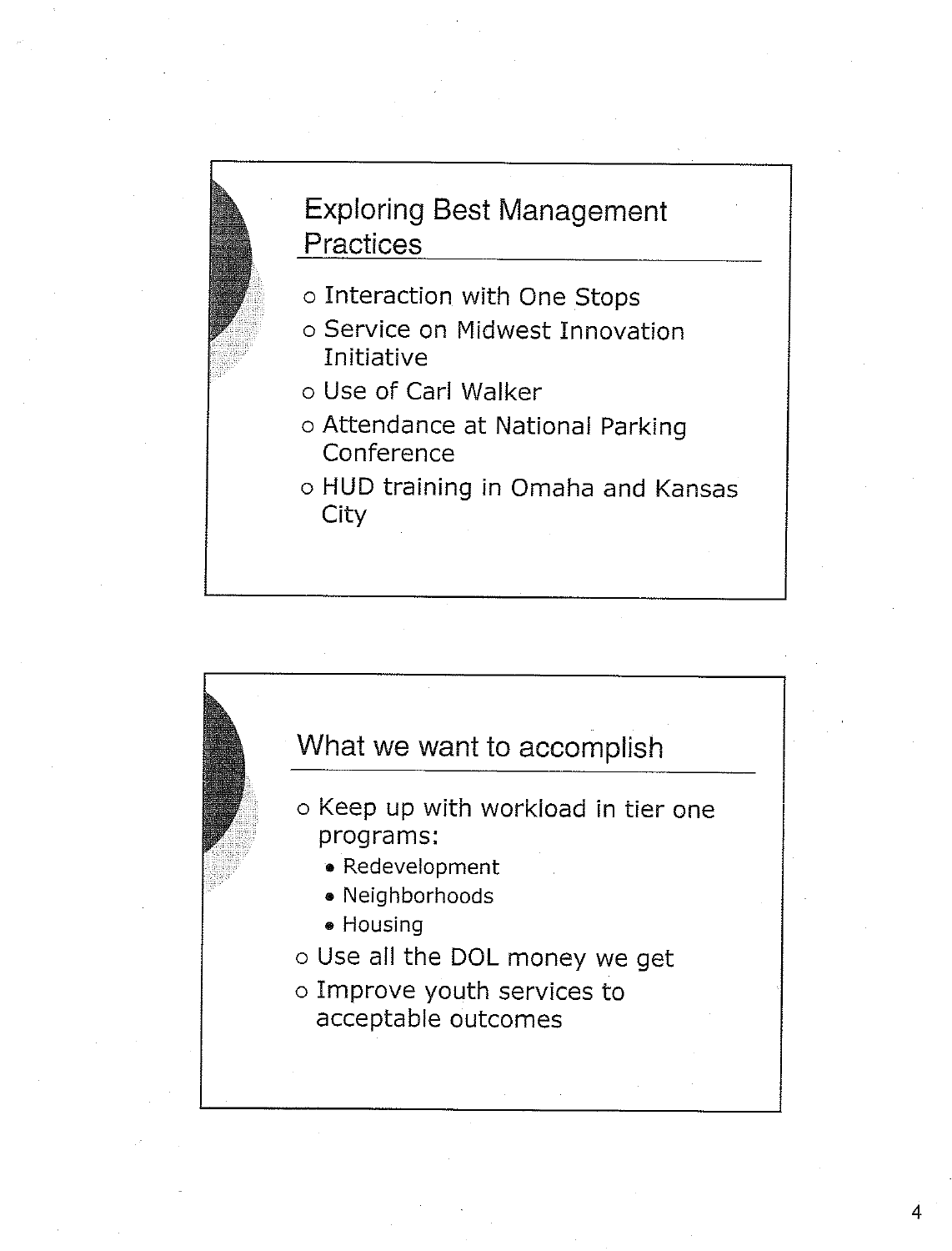## Exploring Best Management Practices

- Interaction with One Stops
- Service on Midwest Innovation Initiative
- Use of Carl Walker
- Attendance at National Parking Conference
- HUD training in Omaha and Kansas City

## What we want to accomplish

- Keep up with workload in tier one programs:
  - Redevelopment
  - Neighborhoods
  - Housing
- Use all the DOL money we get
- Improve youth services to acceptable outcomes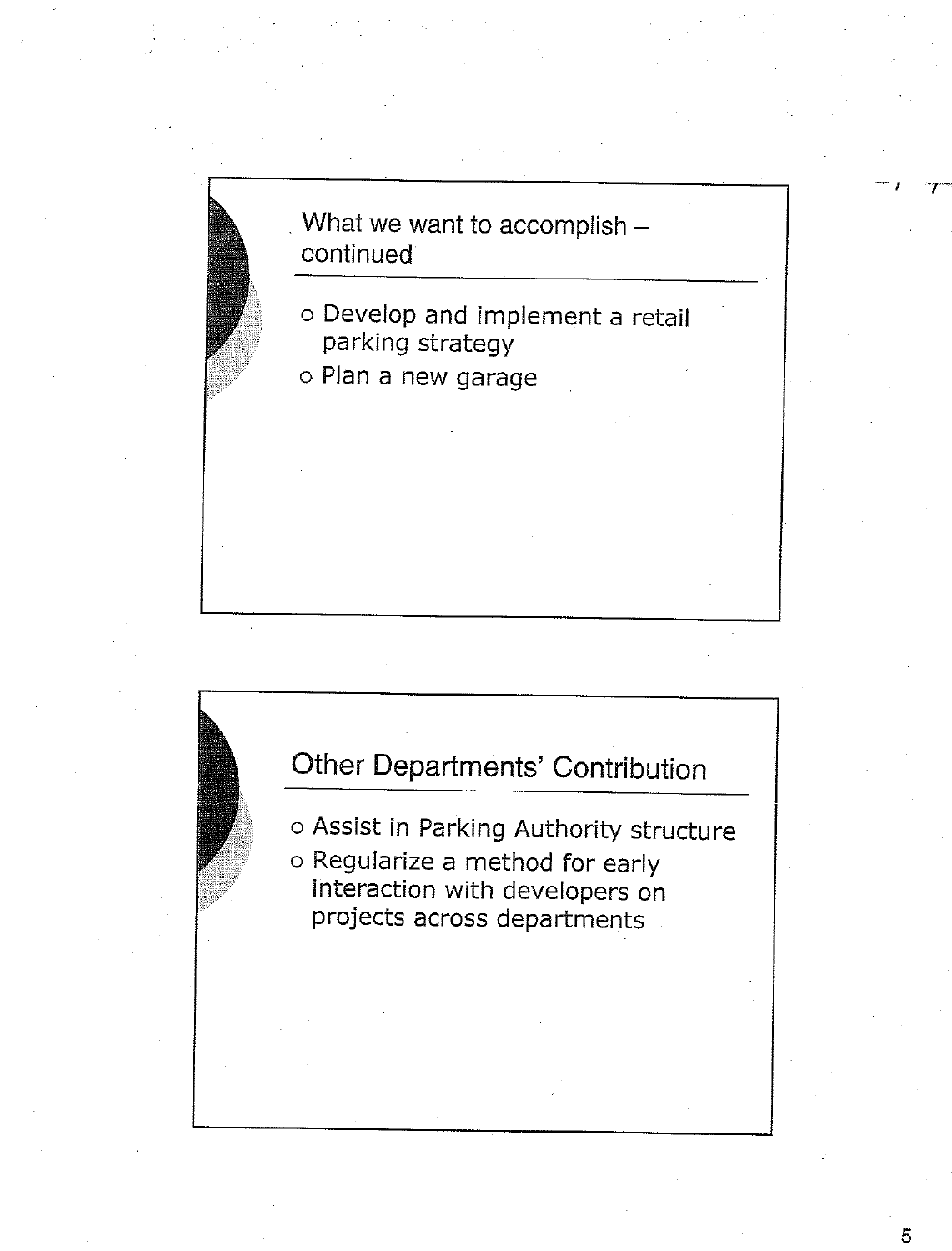## What we want to accomplish – continued

- Develop and implement a retail parking strategy
- Plan a new garage

## Other Departments' Contribution

- Assist in Parking Authority structure
- Regularize a method for early interaction with developers on projects across departments